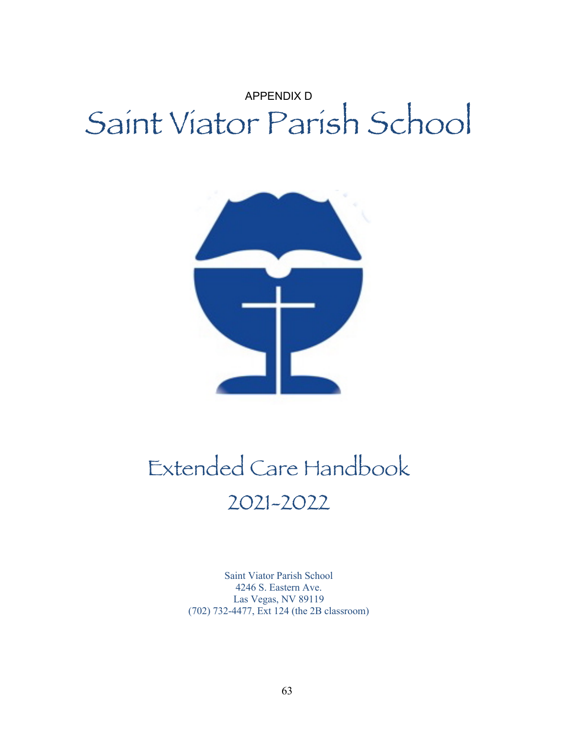APPENDIX D

# Saint Viator Parish School

# Extended Care Handbook

## 2021-2022

Saint Viator Parish School
4246 S. Eastern Ave.
Las Vegas, NV 89119
(702) 732-4477, Ext 124 (the 2B classroom)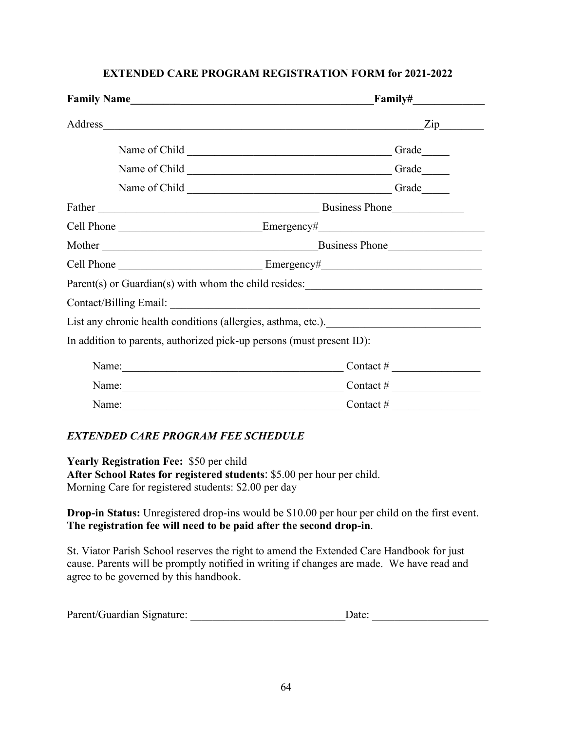## EXTENDED CARE PROGRAM REGISTRATION FORM for 2021-2022

**Family Name**_______________________________________________**Family#**_____________

Address_____________________________________________________________Zip________

Name of Child ______________________________________ Grade_____

Name of Child ______________________________________ Grade_____

Name of Child ______________________________________ Grade_____

Father _________________________________________ Business Phone_____________

Cell Phone __________________________Emergency#_____________________________

Mother _________________________________________Business Phone_________________

Cell Phone __________________________ Emergency#_____________________________

Parent(s) or Guardian(s) with whom the child resides:_______________________________

Contact/Billing Email: _________________________________________________________

List any chronic health conditions (allergies, asthma, etc.).___________________________

In addition to parents, authorized pick-up persons (must present ID):

Name:_________________________________________ Contact # ________________

Name:_________________________________________ Contact # ________________

Name:_________________________________________ Contact # ________________

### *EXTENDED CARE PROGRAM FEE SCHEDULE*

**Yearly Registration Fee:** $50 per child
**After School Rates for registered students**: $5.00 per hour per child.
Morning Care for registered students: $2.00 per day

**Drop-in Status:** Unregistered drop-ins would be $10.00 per hour per child on the first event. **The registration fee will need to be paid after the second drop-in**.

St. Viator Parish School reserves the right to amend the Extended Care Handbook for just cause. Parents will be promptly notified in writing if changes are made. We have read and agree to be governed by this handbook.

Parent/Guardian Signature: ____________________________Date: _____________________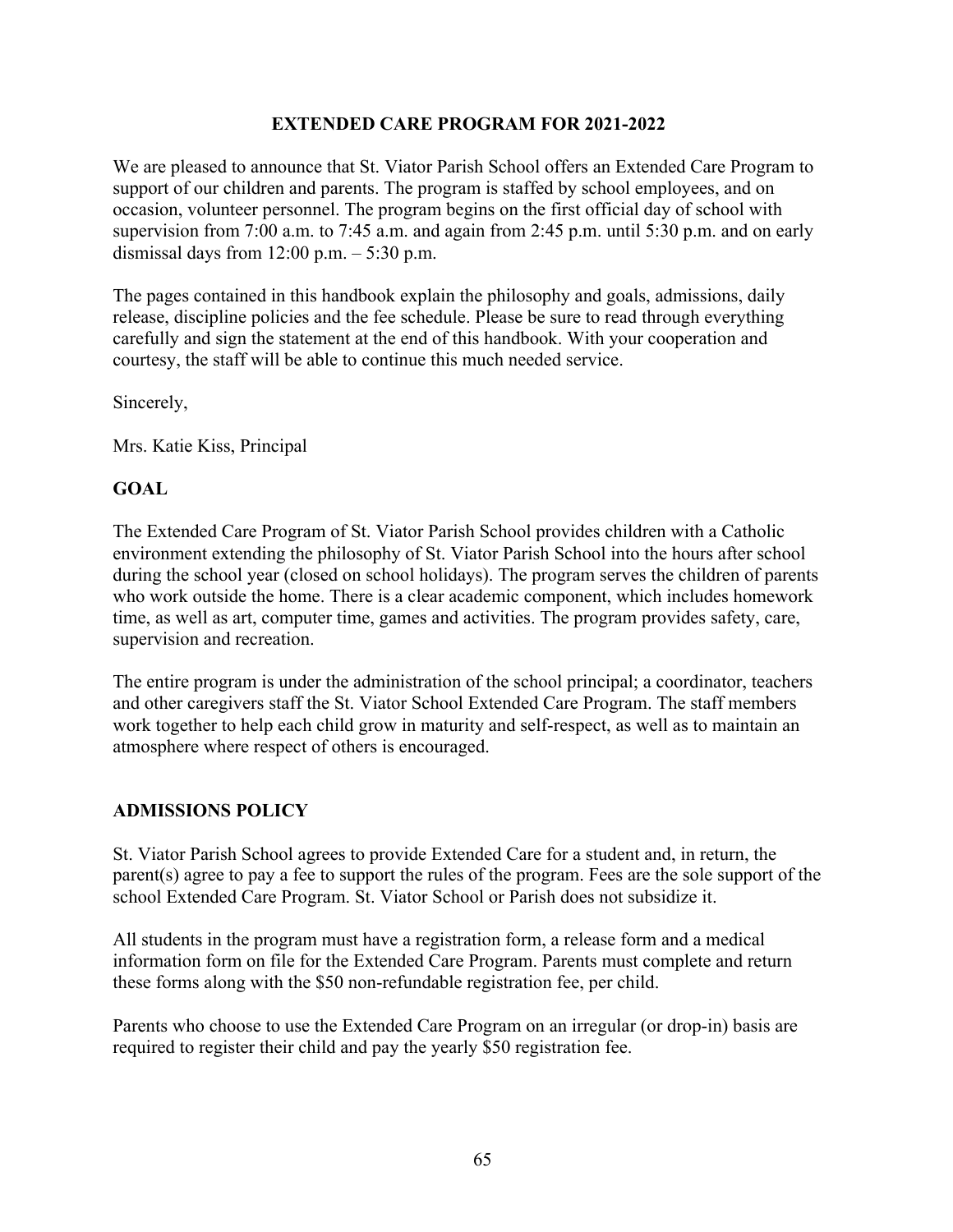## EXTENDED CARE PROGRAM FOR 2021-2022

We are pleased to announce that St. Viator Parish School offers an Extended Care Program to support of our children and parents. The program is staffed by school employees, and on occasion, volunteer personnel. The program begins on the first official day of school with supervision from 7:00 a.m. to 7:45 a.m. and again from 2:45 p.m. until 5:30 p.m. and on early dismissal days from 12:00 p.m. – 5:30 p.m.

The pages contained in this handbook explain the philosophy and goals, admissions, daily release, discipline policies and the fee schedule. Please be sure to read through everything carefully and sign the statement at the end of this handbook. With your cooperation and courtesy, the staff will be able to continue this much needed service.

Sincerely,

Mrs. Katie Kiss, Principal

### GOAL

The Extended Care Program of St. Viator Parish School provides children with a Catholic environment extending the philosophy of St. Viator Parish School into the hours after school during the school year (closed on school holidays). The program serves the children of parents who work outside the home. There is a clear academic component, which includes homework time, as well as art, computer time, games and activities. The program provides safety, care, supervision and recreation.

The entire program is under the administration of the school principal; a coordinator, teachers and other caregivers staff the St. Viator School Extended Care Program. The staff members work together to help each child grow in maturity and self-respect, as well as to maintain an atmosphere where respect of others is encouraged.

### ADMISSIONS POLICY

St. Viator Parish School agrees to provide Extended Care for a student and, in return, the parent(s) agree to pay a fee to support the rules of the program. Fees are the sole support of the school Extended Care Program. St. Viator School or Parish does not subsidize it.

All students in the program must have a registration form, a release form and a medical information form on file for the Extended Care Program. Parents must complete and return these forms along with the $50 non-refundable registration fee, per child.

Parents who choose to use the Extended Care Program on an irregular (or drop-in) basis are required to register their child and pay the yearly $50 registration fee.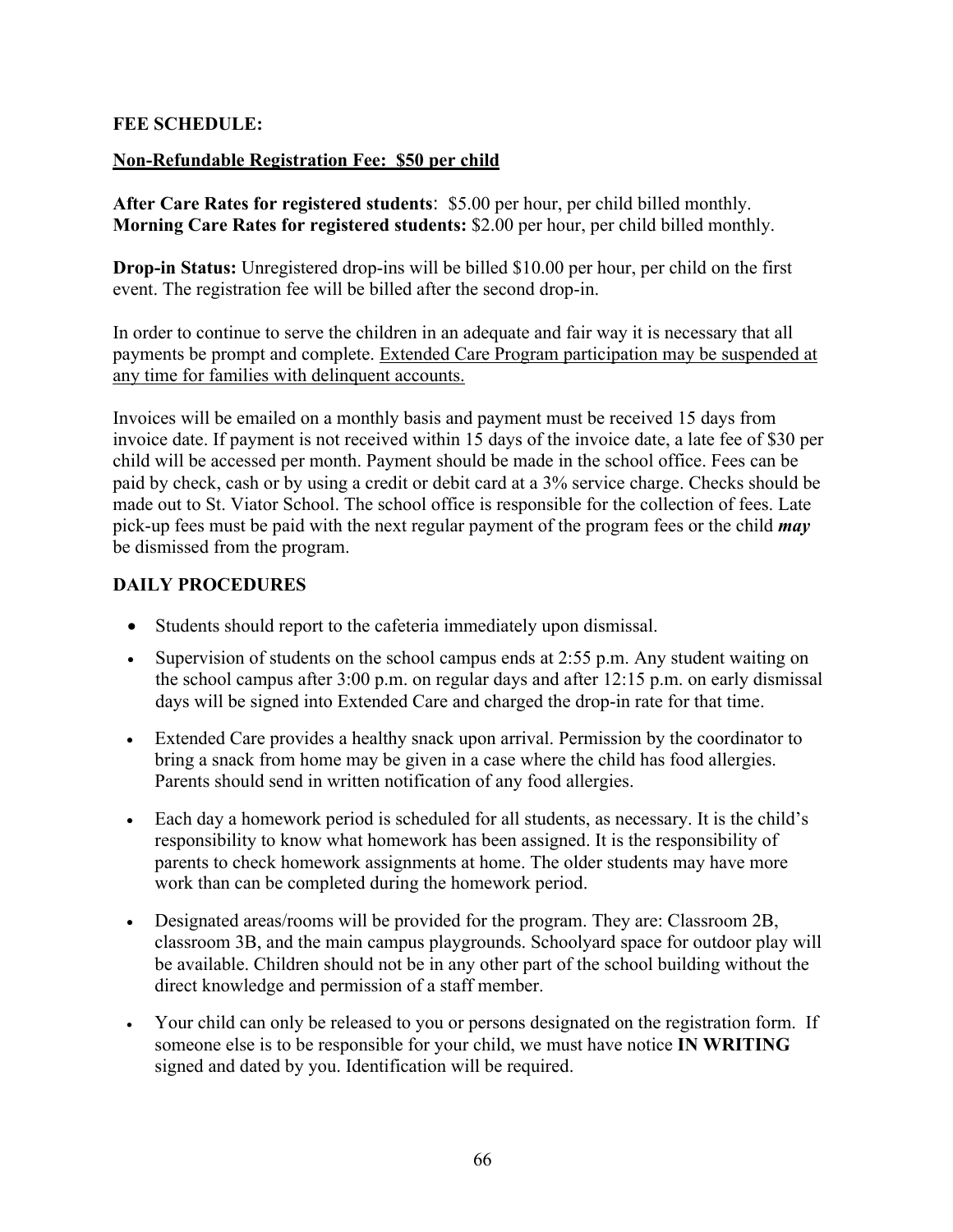**FEE SCHEDULE:**

<u>**Non-Refundable Registration Fee: $50 per child**</u>

**After Care Rates for registered students**: $5.00 per hour, per child billed monthly.
**Morning Care Rates for registered students:** $2.00 per hour, per child billed monthly.

**Drop-in Status:** Unregistered drop-ins will be billed $10.00 per hour, per child on the first event. The registration fee will be billed after the second drop-in.

In order to continue to serve the children in an adequate and fair way it is necessary that all payments be prompt and complete. <u>Extended Care Program participation may be suspended at any time for families with delinquent accounts.</u>

Invoices will be emailed on a monthly basis and payment must be received 15 days from invoice date. If payment is not received within 15 days of the invoice date, a late fee of $30 per child will be accessed per month. Payment should be made in the school office. Fees can be paid by check, cash or by using a credit or debit card at a 3% service charge. Checks should be made out to St. Viator School. The school office is responsible for the collection of fees. Late pick-up fees must be paid with the next regular payment of the program fees or the child ***may*** be dismissed from the program.

**DAILY PROCEDURES**

- Students should report to the cafeteria immediately upon dismissal.
- Supervision of students on the school campus ends at 2:55 p.m. Any student waiting on the school campus after 3:00 p.m. on regular days and after 12:15 p.m. on early dismissal days will be signed into Extended Care and charged the drop-in rate for that time.
- Extended Care provides a healthy snack upon arrival. Permission by the coordinator to bring a snack from home may be given in a case where the child has food allergies. Parents should send in written notification of any food allergies.
- Each day a homework period is scheduled for all students, as necessary. It is the child's responsibility to know what homework has been assigned. It is the responsibility of parents to check homework assignments at home. The older students may have more work than can be completed during the homework period.
- Designated areas/rooms will be provided for the program. They are: Classroom 2B, classroom 3B, and the main campus playgrounds. Schoolyard space for outdoor play will be available. Children should not be in any other part of the school building without the direct knowledge and permission of a staff member.
- Your child can only be released to you or persons designated on the registration form. If someone else is to be responsible for your child, we must have notice **IN WRITING** signed and dated by you. Identification will be required.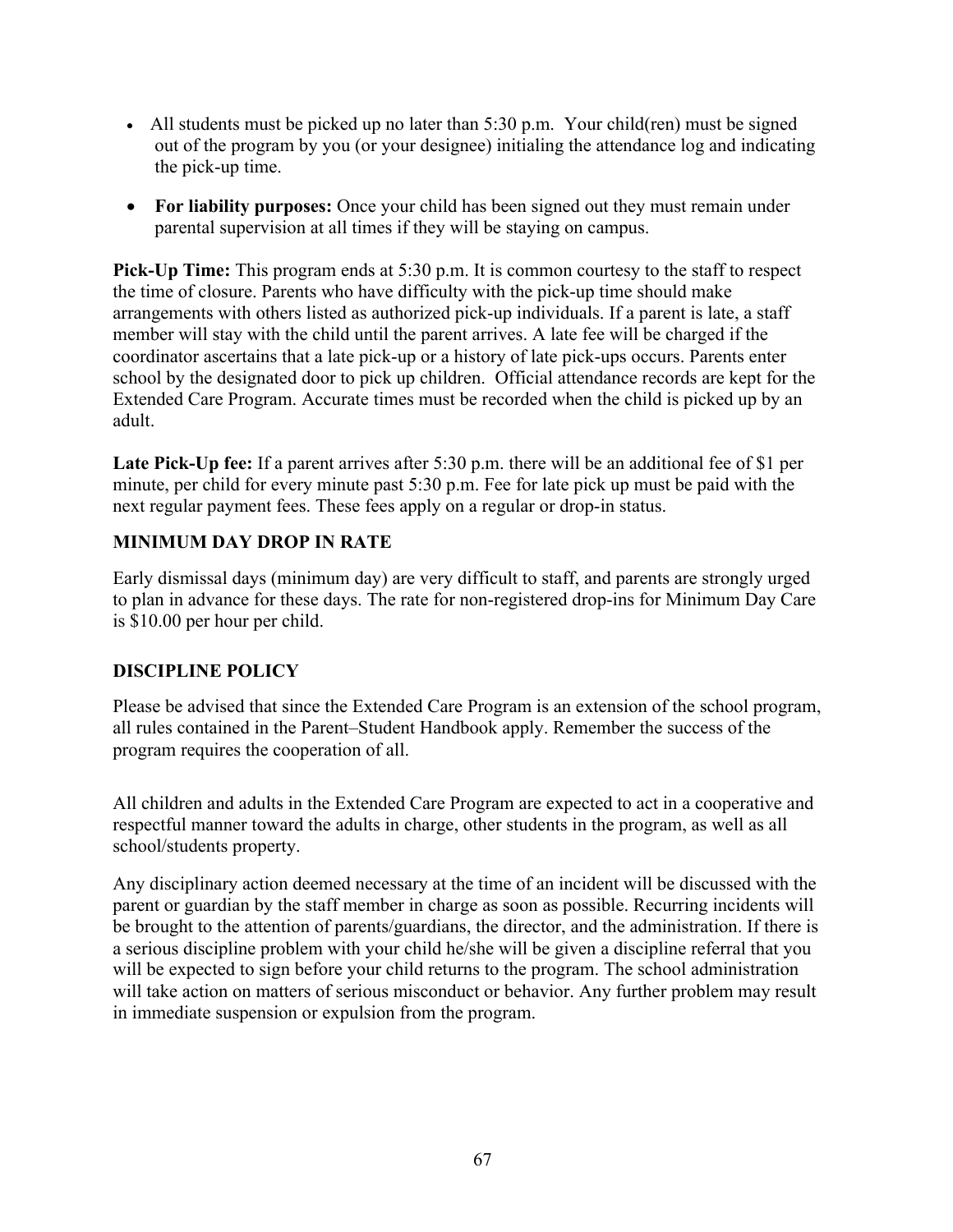- All students must be picked up no later than 5:30 p.m. Your child(ren) must be signed out of the program by you (or your designee) initialing the attendance log and indicating the pick-up time.
- **For liability purposes:** Once your child has been signed out they must remain under parental supervision at all times if they will be staying on campus.

**Pick-Up Time:** This program ends at 5:30 p.m. It is common courtesy to the staff to respect the time of closure. Parents who have difficulty with the pick-up time should make arrangements with others listed as authorized pick-up individuals. If a parent is late, a staff member will stay with the child until the parent arrives. A late fee will be charged if the coordinator ascertains that a late pick-up or a history of late pick-ups occurs. Parents enter school by the designated door to pick up children. Official attendance records are kept for the Extended Care Program. Accurate times must be recorded when the child is picked up by an adult.

**Late Pick-Up fee:** If a parent arrives after 5:30 p.m. there will be an additional fee of $1 per minute, per child for every minute past 5:30 p.m. Fee for late pick up must be paid with the next regular payment fees. These fees apply on a regular or drop-in status.

### MINIMUM DAY DROP IN RATE

Early dismissal days (minimum day) are very difficult to staff, and parents are strongly urged to plan in advance for these days. The rate for non-registered drop-ins for Minimum Day Care is $10.00 per hour per child.

### DISCIPLINE POLICY

Please be advised that since the Extended Care Program is an extension of the school program, all rules contained in the Parent–Student Handbook apply. Remember the success of the program requires the cooperation of all.

All children and adults in the Extended Care Program are expected to act in a cooperative and respectful manner toward the adults in charge, other students in the program, as well as all school/students property.

Any disciplinary action deemed necessary at the time of an incident will be discussed with the parent or guardian by the staff member in charge as soon as possible. Recurring incidents will be brought to the attention of parents/guardians, the director, and the administration. If there is a serious discipline problem with your child he/she will be given a discipline referral that you will be expected to sign before your child returns to the program. The school administration will take action on matters of serious misconduct or behavior. Any further problem may result in immediate suspension or expulsion from the program.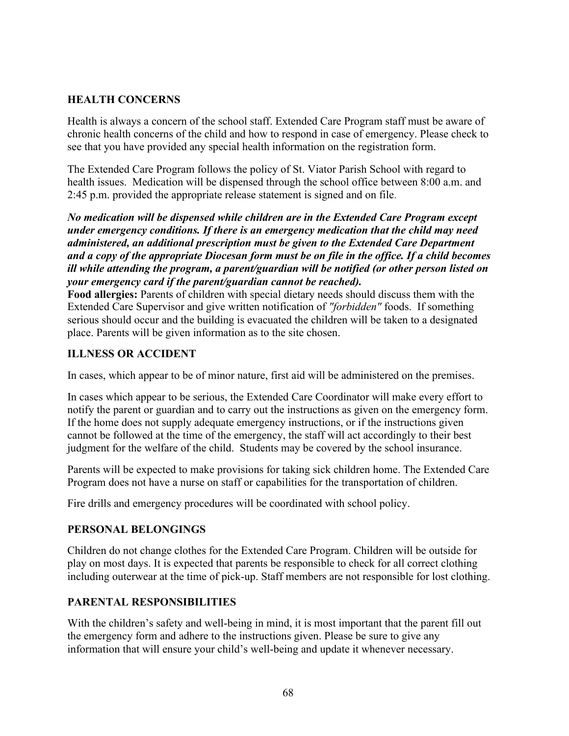## HEALTH CONCERNS

Health is always a concern of the school staff. Extended Care Program staff must be aware of chronic health concerns of the child and how to respond in case of emergency. Please check to see that you have provided any special health information on the registration form.

The Extended Care Program follows the policy of St. Viator Parish School with regard to health issues. Medication will be dispensed through the school office between 8:00 a.m. and 2:45 p.m. provided the appropriate release statement is signed and on file.

***No medication will be dispensed while children are in the Extended Care Program except under emergency conditions. If there is an emergency medication that the child may need administered, an additional prescription must be given to the Extended Care Department and a copy of the appropriate Diocesan form must be on file in the office. If a child becomes ill while attending the program, a parent/guardian will be notified (or other person listed on your emergency card if the parent/guardian cannot be reached).***

**Food allergies:** Parents of children with special dietary needs should discuss them with the Extended Care Supervisor and give written notification of *"forbidden"* foods. If something serious should occur and the building is evacuated the children will be taken to a designated place. Parents will be given information as to the site chosen.

## ILLNESS OR ACCIDENT

In cases, which appear to be of minor nature, first aid will be administered on the premises.

In cases which appear to be serious, the Extended Care Coordinator will make every effort to notify the parent or guardian and to carry out the instructions as given on the emergency form. If the home does not supply adequate emergency instructions, or if the instructions given cannot be followed at the time of the emergency, the staff will act accordingly to their best judgment for the welfare of the child. Students may be covered by the school insurance.

Parents will be expected to make provisions for taking sick children home. The Extended Care Program does not have a nurse on staff or capabilities for the transportation of children.

Fire drills and emergency procedures will be coordinated with school policy.

## PERSONAL BELONGINGS

Children do not change clothes for the Extended Care Program. Children will be outside for play on most days. It is expected that parents be responsible to check for all correct clothing including outerwear at the time of pick-up. Staff members are not responsible for lost clothing.

## PARENTAL RESPONSIBILITIES

With the children's safety and well-being in mind, it is most important that the parent fill out the emergency form and adhere to the instructions given. Please be sure to give any information that will ensure your child's well-being and update it whenever necessary.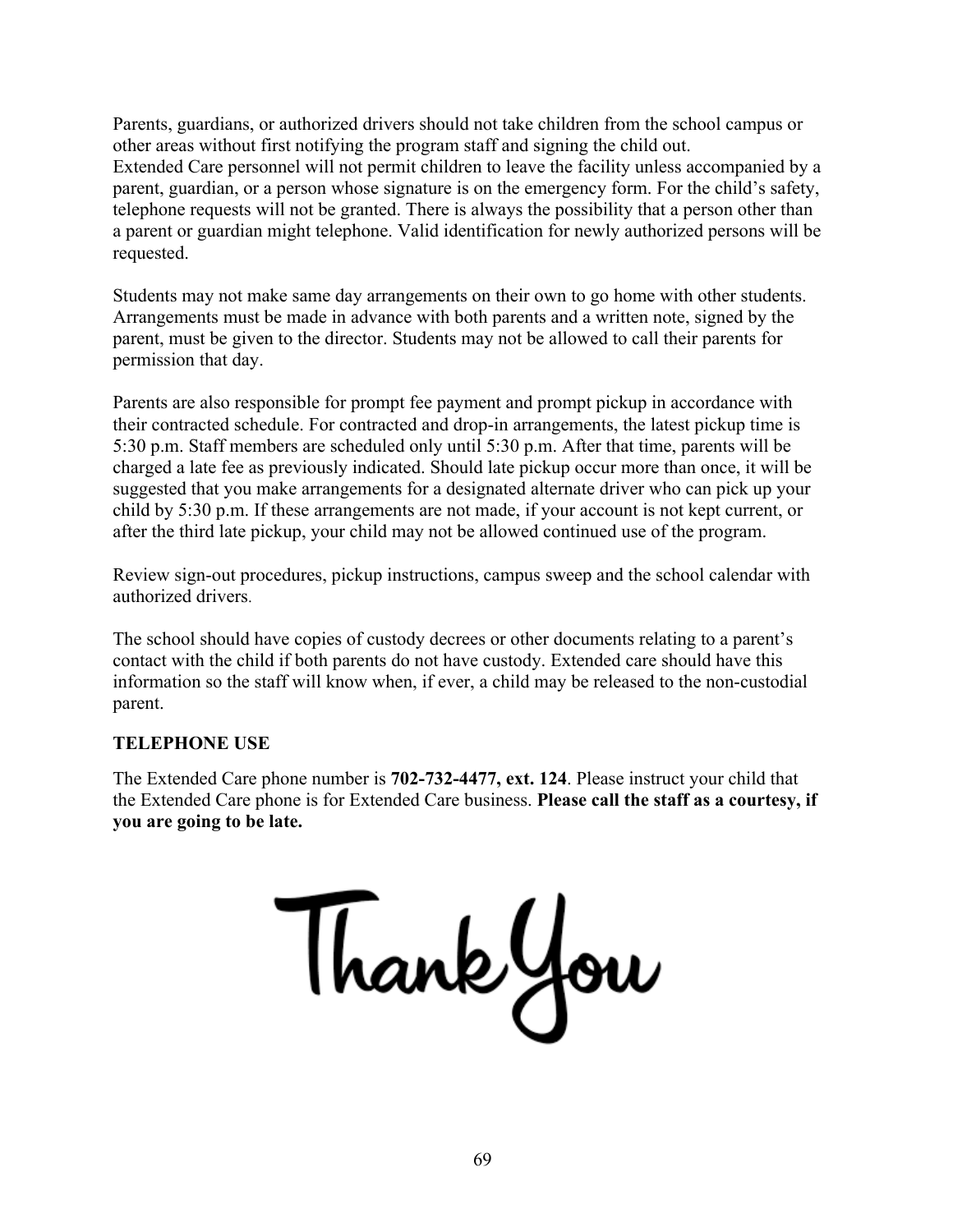Parents, guardians, or authorized drivers should not take children from the school campus or other areas without first notifying the program staff and signing the child out.
Extended Care personnel will not permit children to leave the facility unless accompanied by a parent, guardian, or a person whose signature is on the emergency form. For the child's safety, telephone requests will not be granted. There is always the possibility that a person other than a parent or guardian might telephone. Valid identification for newly authorized persons will be requested.

Students may not make same day arrangements on their own to go home with other students. Arrangements must be made in advance with both parents and a written note, signed by the parent, must be given to the director. Students may not be allowed to call their parents for permission that day.

Parents are also responsible for prompt fee payment and prompt pickup in accordance with their contracted schedule. For contracted and drop-in arrangements, the latest pickup time is 5:30 p.m. Staff members are scheduled only until 5:30 p.m. After that time, parents will be charged a late fee as previously indicated. Should late pickup occur more than once, it will be suggested that you make arrangements for a designated alternate driver who can pick up your child by 5:30 p.m. If these arrangements are not made, if your account is not kept current, or after the third late pickup, your child may not be allowed continued use of the program.

Review sign-out procedures, pickup instructions, campus sweep and the school calendar with authorized drivers.

The school should have copies of custody decrees or other documents relating to a parent's contact with the child if both parents do not have custody. Extended care should have this information so the staff will know when, if ever, a child may be released to the non-custodial parent.

**TELEPHONE USE**

The Extended Care phone number is **702-732-4477, ext. 124**. Please instruct your child that the Extended Care phone is for Extended Care business. **Please call the staff as a courtesy, if you are going to be late.**

Thank You